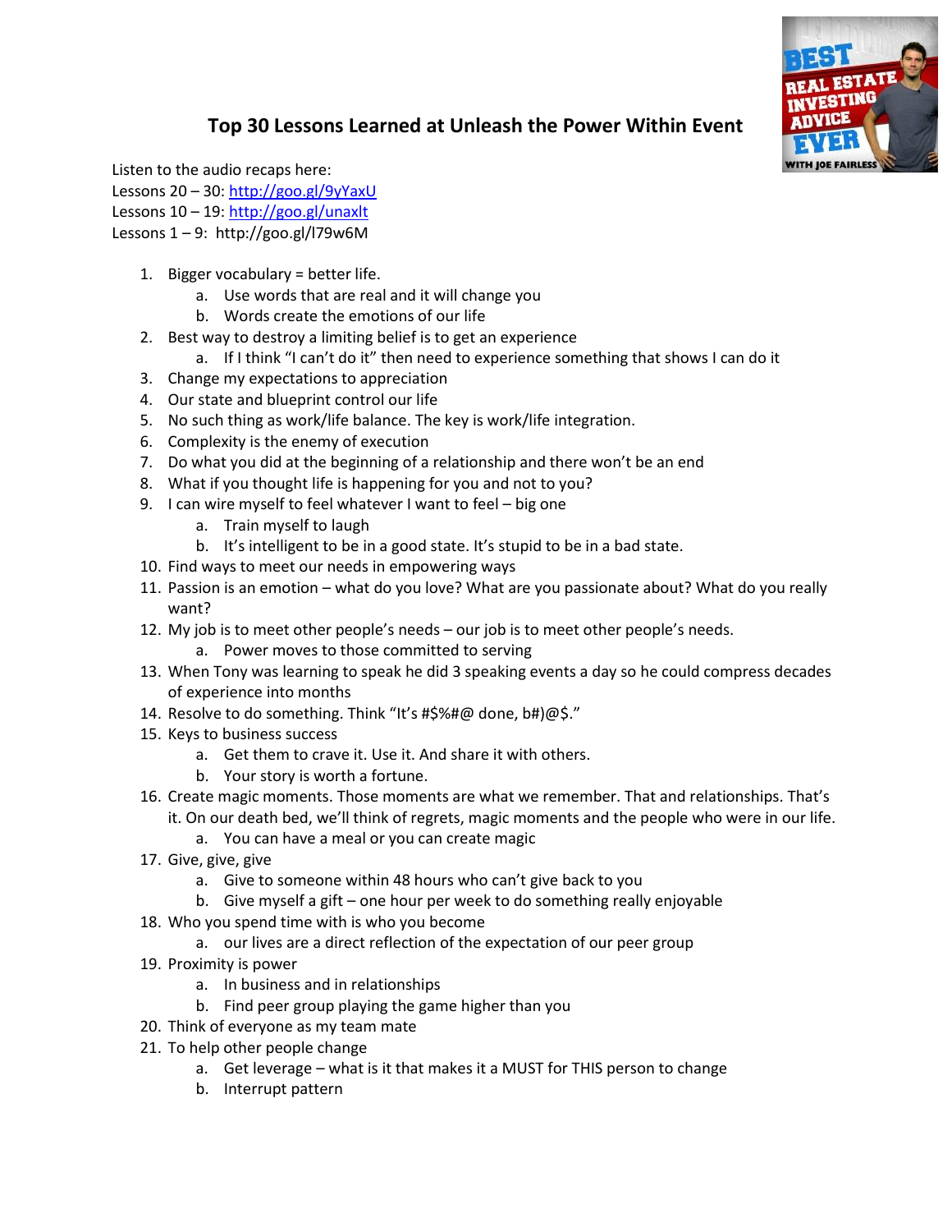# Top 30 Lessons Learned at Unleash the Power Within Event

Listen to the audio recaps here:
Lessons 20 – 30: http://goo.gl/9yYaxU
Lessons 10 – 19: http://goo.gl/unaxlt
Lessons 1 – 9: http://goo.gl/l79w6M

1. Bigger vocabulary = better life.
   a. Use words that are real and it will change you
   b. Words create the emotions of our life
2. Best way to destroy a limiting belief is to get an experience
   a. If I think "I can't do it" then need to experience something that shows I can do it
3. Change my expectations to appreciation
4. Our state and blueprint control our life
5. No such thing as work/life balance. The key is work/life integration.
6. Complexity is the enemy of execution
7. Do what you did at the beginning of a relationship and there won't be an end
8. What if you thought life is happening for you and not to you?
9. I can wire myself to feel whatever I want to feel – big one
   a. Train myself to laugh
   b. It's intelligent to be in a good state. It's stupid to be in a bad state.
10. Find ways to meet our needs in empowering ways
11. Passion is an emotion – what do you love? What are you passionate about? What do you really want?
12. My job is to meet other people's needs – our job is to meet other people's needs.
    a. Power moves to those committed to serving
13. When Tony was learning to speak he did 3 speaking events a day so he could compress decades of experience into months
14. Resolve to do something. Think "It's #$%#@ done, b#)@$."
15. Keys to business success
    a. Get them to crave it. Use it. And share it with others.
    b. Your story is worth a fortune.
16. Create magic moments. Those moments are what we remember. That and relationships. That's it. On our death bed, we'll think of regrets, magic moments and the people who were in our life.
    a. You can have a meal or you can create magic
17. Give, give, give
    a. Give to someone within 48 hours who can't give back to you
    b. Give myself a gift – one hour per week to do something really enjoyable
18. Who you spend time with is who you become
    a. our lives are a direct reflection of the expectation of our peer group
19. Proximity is power
    a. In business and in relationships
    b. Find peer group playing the game higher than you
20. Think of everyone as my team mate
21. To help other people change
    a. Get leverage – what is it that makes it a MUST for THIS person to change
    b. Interrupt pattern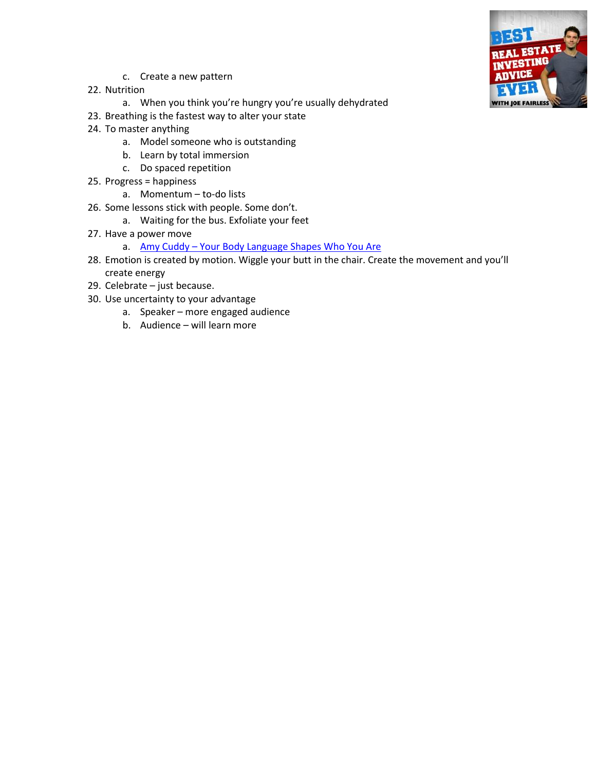c. Create a new pattern

22. Nutrition
    a. When you think you're hungry you're usually dehydrated
23. Breathing is the fastest way to alter your state
24. To master anything
    a. Model someone who is outstanding
    b. Learn by total immersion
    c. Do spaced repetition
25. Progress = happiness
    a. Momentum – to-do lists
26. Some lessons stick with people. Some don't.
    a. Waiting for the bus. Exfoliate your feet
27. Have a power move
    a. Amy Cuddy – Your Body Language Shapes Who You Are
28. Emotion is created by motion. Wiggle your butt in the chair. Create the movement and you'll create energy
29. Celebrate – just because.
30. Use uncertainty to your advantage
    a. Speaker – more engaged audience
    b. Audience – will learn more